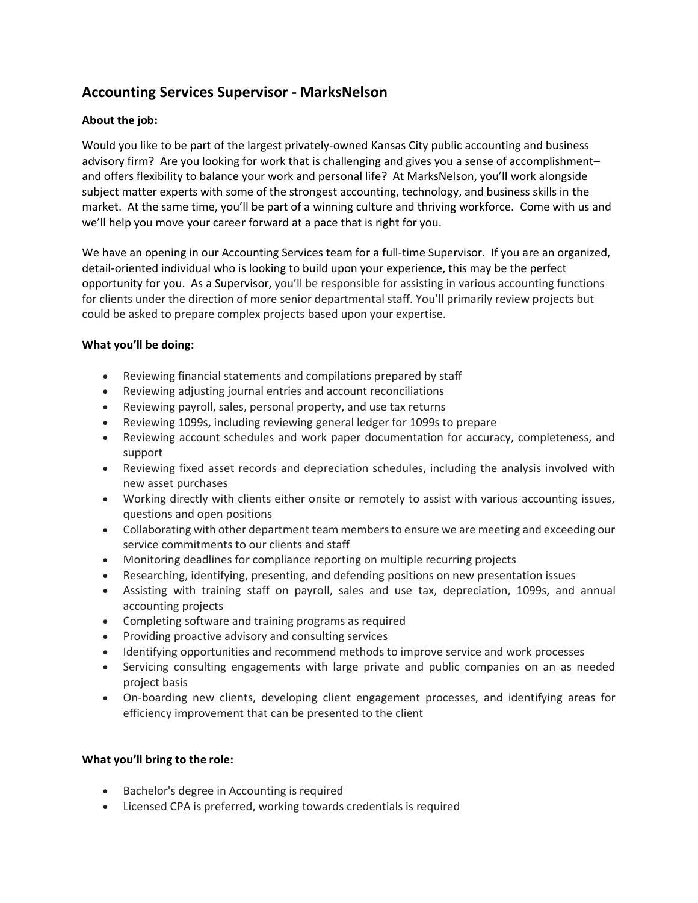## Accounting Services Supervisor - MarksNelson

**About the job:**

Would you like to be part of the largest privately-owned Kansas City public accounting and business advisory firm? Are you looking for work that is challenging and gives you a sense of accomplishment– and offers flexibility to balance your work and personal life? At MarksNelson, you'll work alongside subject matter experts with some of the strongest accounting, technology, and business skills in the market. At the same time, you'll be part of a winning culture and thriving workforce. Come with us and we'll help you move your career forward at a pace that is right for you.

We have an opening in our Accounting Services team for a full-time Supervisor. If you are an organized, detail-oriented individual who is looking to build upon your experience, this may be the perfect opportunity for you. As a Supervisor, you'll be responsible for assisting in various accounting functions for clients under the direction of more senior departmental staff. You'll primarily review projects but could be asked to prepare complex projects based upon your expertise.

**What you'll be doing:**

- Reviewing financial statements and compilations prepared by staff
- Reviewing adjusting journal entries and account reconciliations
- Reviewing payroll, sales, personal property, and use tax returns
- Reviewing 1099s, including reviewing general ledger for 1099s to prepare
- Reviewing account schedules and work paper documentation for accuracy, completeness, and support
- Reviewing fixed asset records and depreciation schedules, including the analysis involved with new asset purchases
- Working directly with clients either onsite or remotely to assist with various accounting issues, questions and open positions
- Collaborating with other department team members to ensure we are meeting and exceeding our service commitments to our clients and staff
- Monitoring deadlines for compliance reporting on multiple recurring projects
- Researching, identifying, presenting, and defending positions on new presentation issues
- Assisting with training staff on payroll, sales and use tax, depreciation, 1099s, and annual accounting projects
- Completing software and training programs as required
- Providing proactive advisory and consulting services
- Identifying opportunities and recommend methods to improve service and work processes
- Servicing consulting engagements with large private and public companies on an as needed project basis
- On-boarding new clients, developing client engagement processes, and identifying areas for efficiency improvement that can be presented to the client

**What you'll bring to the role:**

- Bachelor's degree in Accounting is required
- Licensed CPA is preferred, working towards credentials is required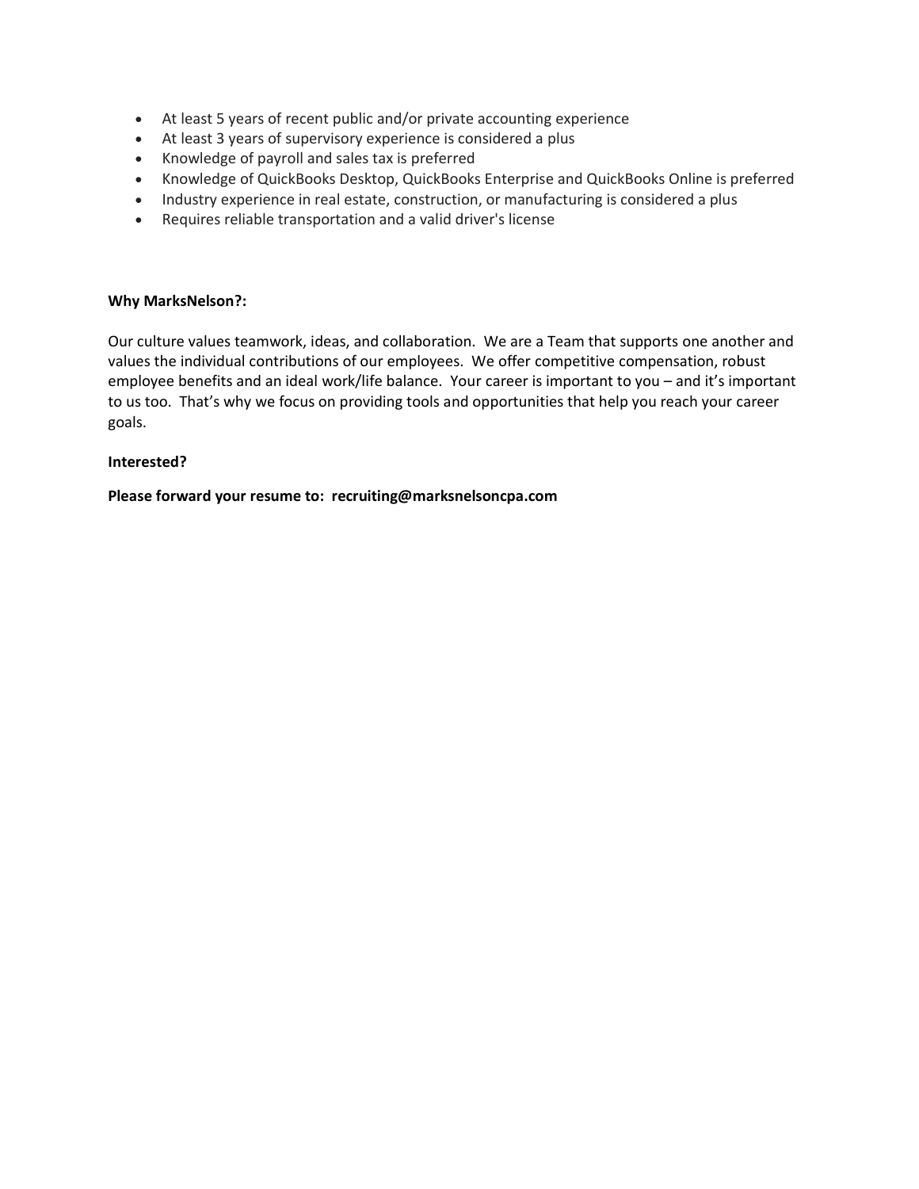- At least 5 years of recent public and/or private accounting experience
- At least 3 years of supervisory experience is considered a plus
- Knowledge of payroll and sales tax is preferred
- Knowledge of QuickBooks Desktop, QuickBooks Enterprise and QuickBooks Online is preferred
- Industry experience in real estate, construction, or manufacturing is considered a plus
- Requires reliable transportation and a valid driver's license

**Why MarksNelson?:**

Our culture values teamwork, ideas, and collaboration. We are a Team that supports one another and values the individual contributions of our employees. We offer competitive compensation, robust employee benefits and an ideal work/life balance. Your career is important to you – and it's important to us too. That's why we focus on providing tools and opportunities that help you reach your career goals.

**Interested?**

**Please forward your resume to: recruiting@marksnelsoncpa.com**